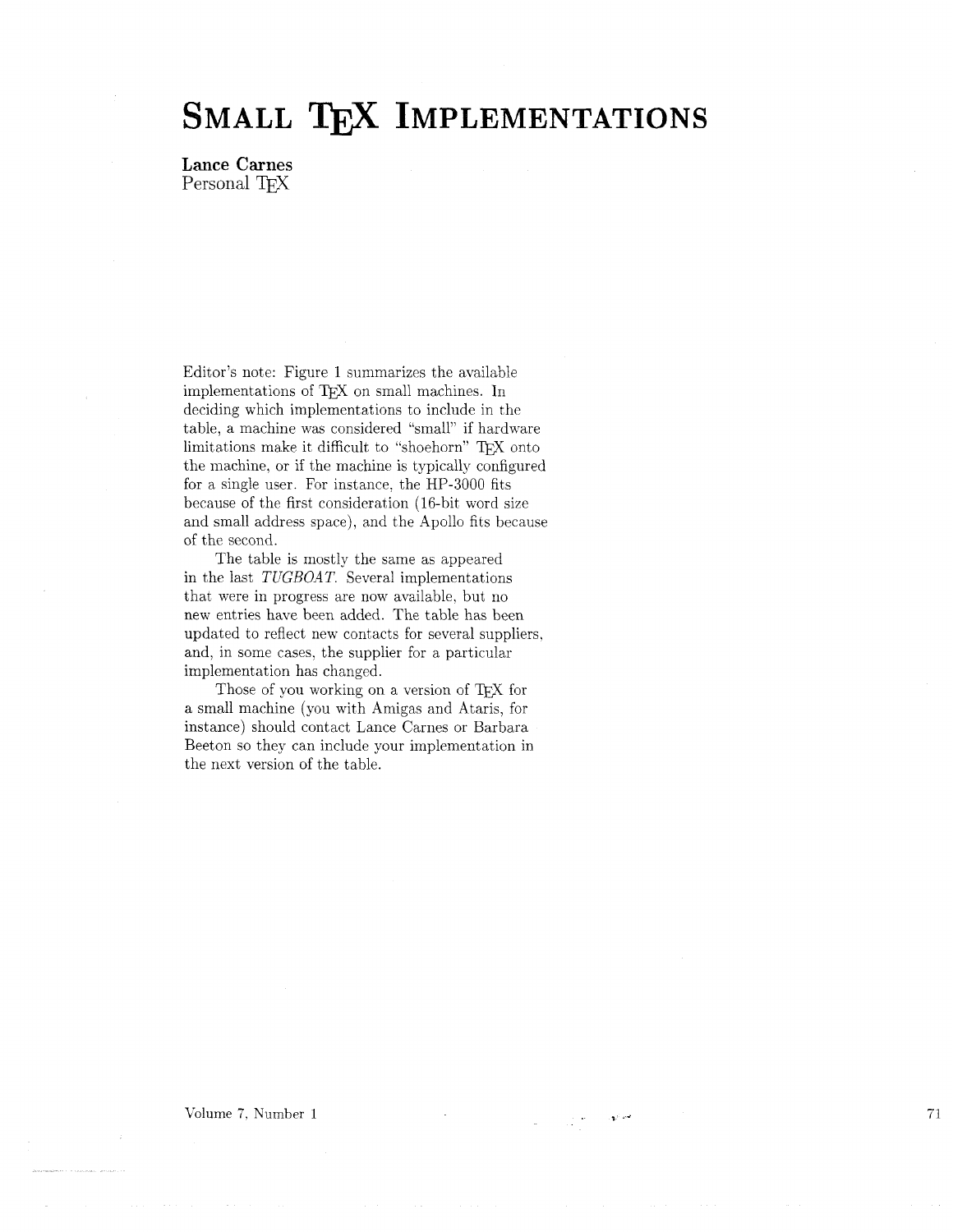# SMALL TEX IMPLEMENTATIONS

**Lance Carnes**
Personal TEX

Editor's note: Figure 1 summarizes the available implementations of TEX on small machines. In deciding which implementations to include in the table, a machine was considered "small" if hardware limitations make it difficult to "shoehorn" TEX onto the machine, or if the machine is typically configured for a single user. For instance, the HP-3000 fits because of the first consideration (16-bit word size and small address space), and the Apollo fits because of the second.

The table is mostly the same as appeared in the last *TUGBOAT*. Several implementations that were in progress are now available, but no new entries have been added. The table has been updated to reflect new contacts for several suppliers, and, in some cases, the supplier for a particular implementation has changed.

Those of you working on a version of TEX for a small machine (you with Amigas and Ataris, for instance) should contact Lance Carnes or Barbara Beeton so they can include your implementation in the next version of the table.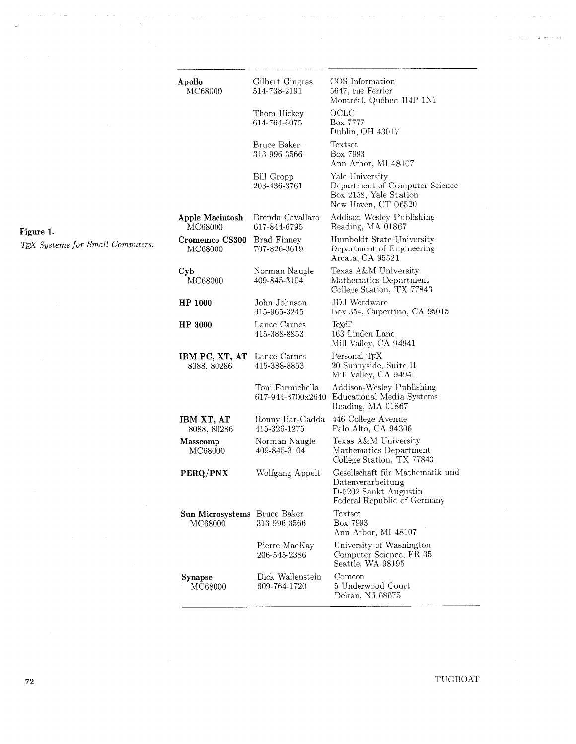**Figure 1.**

*TEX Systems for Small Computers.*

| | | |
|---|---|---|
| **Apollo**<br>MC68000 | Gilbert Gingras<br>514-738-2191 | COS Information<br>5647, rue Ferrier<br>Montréal, Québec H4P 1N1 |
| | Thom Hickey<br>614-764-6075 | OCLC<br>Box 7777<br>Dublin, OH 43017 |
| | Bruce Baker<br>313-996-3566 | Textset<br>Box 7993<br>Ann Arbor, MI 48107 |
| | Bill Gropp<br>203-436-3761 | Yale University<br>Department of Computer Science<br>Box 2158, Yale Station<br>New Haven, CT 06520 |
| **Apple Macintosh**<br>MC68000 | Brenda Cavallaro<br>617-844-6795 | Addison-Wesley Publishing<br>Reading, MA 01867 |
| **Cromemco CS300**<br>MC68000 | Brad Finney<br>707-826-3619 | Humboldt State University<br>Department of Engineering<br>Arcata, CA 95521 |
| **Cyb**<br>MC68000 | Norman Naugle<br>409-845-3104 | Texas A&M University<br>Mathematics Department<br>College Station, TX 77843 |
| **HP 1000** | John Johnson<br>415-965-3245 | JDJ Wordware<br>Box 354, Cupertino, CA 95015 |
| **HP 3000** | Lance Carnes<br>415-388-8853 | TeXeT<br>163 Linden Lane<br>Mill Valley, CA 94941 |
| **IBM PC, XT, AT**<br>8088, 80286 | Lance Carnes<br>415-388-8853 | Personal TEX<br>20 Sunnyside, Suite H<br>Mill Valley, CA 94941 |
| | Toni Formichella<br>617-944-3700x2640 | Addison-Wesley Publishing<br>Educational Media Systems<br>Reading, MA 01867 |
| **IBM XT, AT**<br>8088, 80286 | Ronny Bar-Gadda<br>415-326-1275 | 446 College Avenue<br>Palo Alto, CA 94306 |
| **Masscomp**<br>MC68000 | Norman Naugle<br>409-845-3104 | Texas A&M University<br>Mathematics Department<br>College Station, TX 77843 |
| **PERQ/PNX** | Wolfgang Appelt | Gesellschaft für Mathematik und<br>Datenverarbeitung<br>D-5202 Sankt Augustin<br>Federal Republic of Germany |
| **Sun Microsystems**<br>MC68000 | Bruce Baker<br>313-996-3566 | Textset<br>Box 7993<br>Ann Arbor, MI 48107 |
| | Pierre MacKay<br>206-545-2386 | University of Washington<br>Computer Science, FR-35<br>Seattle, WA 98195 |
| **Synapse**<br>MC68000 | Dick Wallenstein<br>609-764-1720 | Comcon<br>5 Underwood Court<br>Delran, NJ 08075 |